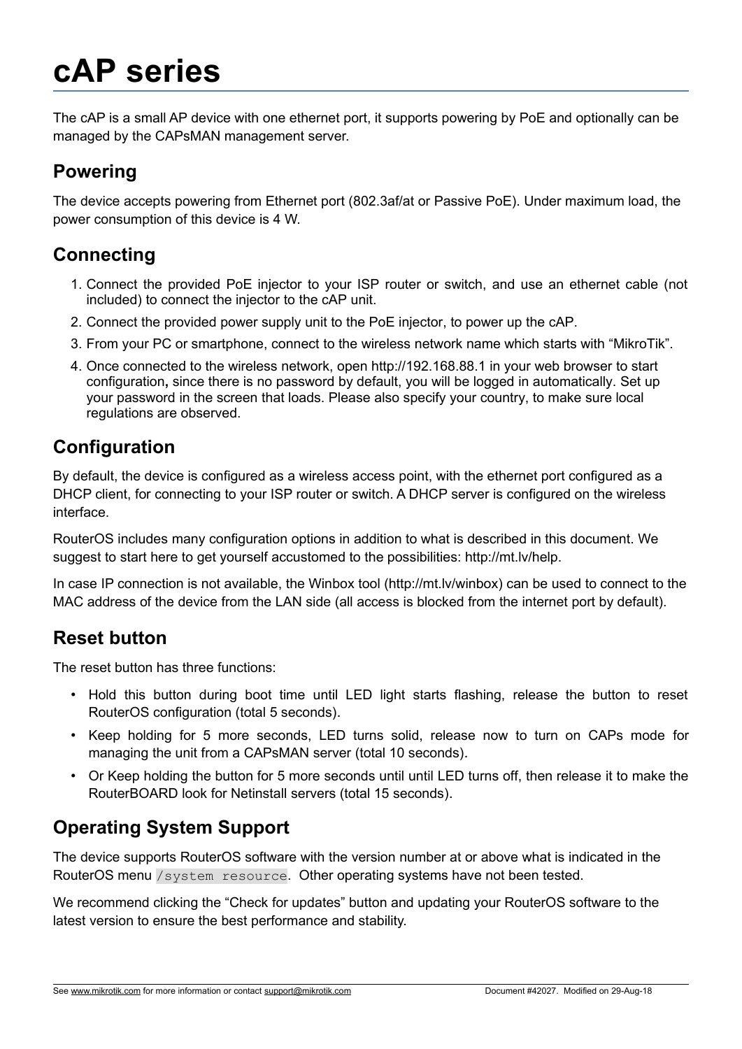# cAP series

The cAP is a small AP device with one ethernet port, it supports powering by PoE and optionally can be managed by the CAPsMAN management server.

## Powering

The device accepts powering from Ethernet port (802.3af/at or Passive PoE). Under maximum load, the power consumption of this device is 4 W.

## Connecting

1. Connect the provided PoE injector to your ISP router or switch, and use an ethernet cable (not included) to connect the injector to the cAP unit.
2. Connect the provided power supply unit to the PoE injector, to power up the cAP.
3. From your PC or smartphone, connect to the wireless network name which starts with “MikroTik”.
4. Once connected to the wireless network, open http://192.168.88.1 in your web browser to start configuration**,** since there is no password by default, you will be logged in automatically. Set up your password in the screen that loads. Please also specify your country, to make sure local regulations are observed.

## Configuration

By default, the device is configured as a wireless access point, with the ethernet port configured as a DHCP client, for connecting to your ISP router or switch. A DHCP server is configured on the wireless interface.

RouterOS includes many configuration options in addition to what is described in this document. We suggest to start here to get yourself accustomed to the possibilities: http://mt.lv/help.

In case IP connection is not available, the Winbox tool (http://mt.lv/winbox) can be used to connect to the MAC address of the device from the LAN side (all access is blocked from the internet port by default).

## Reset button

The reset button has three functions:

- Hold this button during boot time until LED light starts flashing, release the button to reset RouterOS configuration (total 5 seconds).
- Keep holding for 5 more seconds, LED turns solid, release now to turn on CAPs mode for managing the unit from a CAPsMAN server (total 10 seconds).
- Or Keep holding the button for 5 more seconds until until LED turns off, then release it to make the RouterBOARD look for Netinstall servers (total 15 seconds).

## Operating System Support

The device supports RouterOS software with the version number at or above what is indicated in the RouterOS menu `/system resource`. Other operating systems have not been tested.

We recommend clicking the “Check for updates” button and updating your RouterOS software to the latest version to ensure the best performance and stability.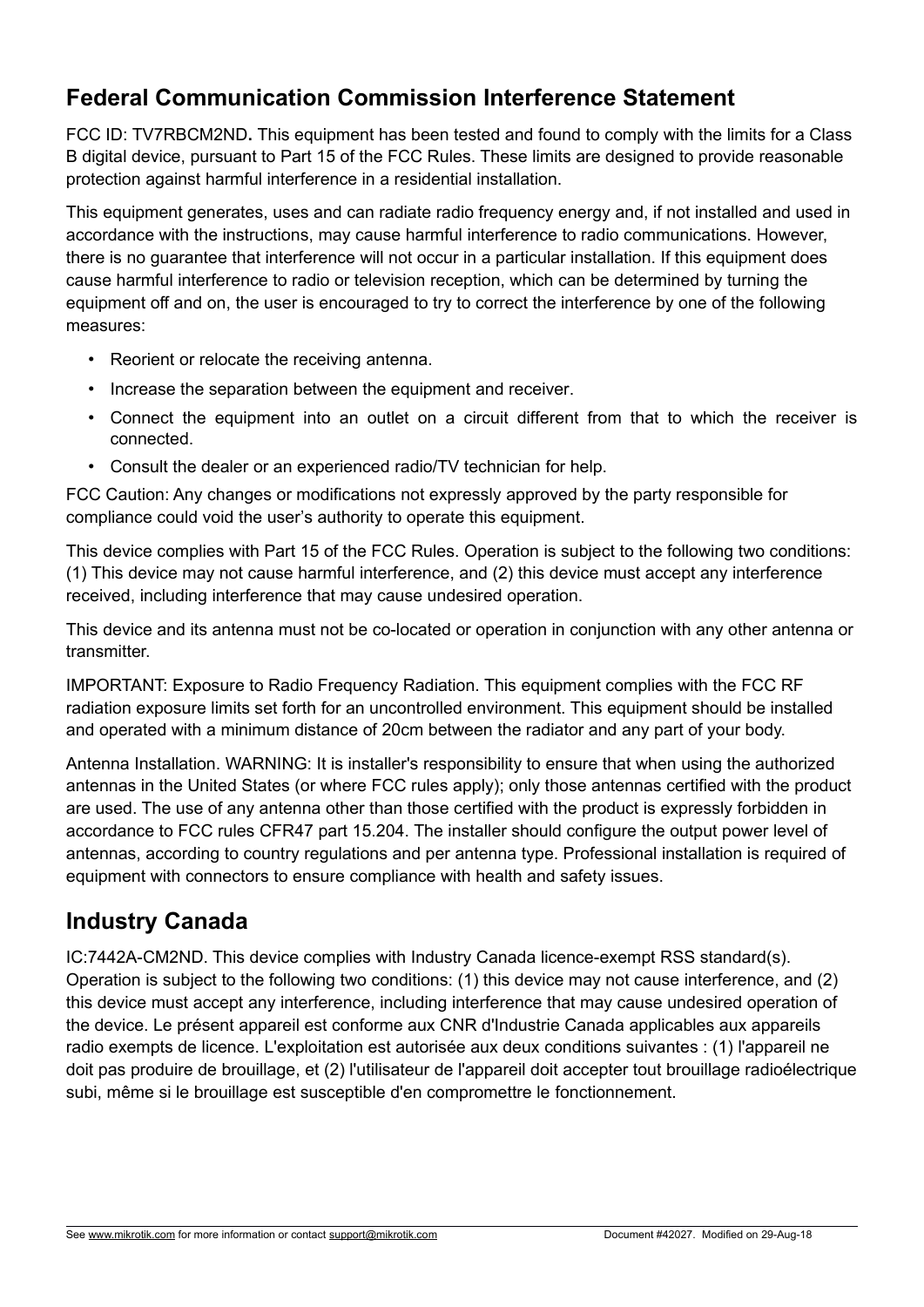## Federal Communication Commission Interference Statement

FCC ID: TV7RBCM2ND**.** This equipment has been tested and found to comply with the limits for a Class B digital device, pursuant to Part 15 of the FCC Rules. These limits are designed to provide reasonable protection against harmful interference in a residential installation.

This equipment generates, uses and can radiate radio frequency energy and, if not installed and used in accordance with the instructions, may cause harmful interference to radio communications. However, there is no guarantee that interference will not occur in a particular installation. If this equipment does cause harmful interference to radio or television reception, which can be determined by turning the equipment off and on, the user is encouraged to try to correct the interference by one of the following measures:

- Reorient or relocate the receiving antenna.
- Increase the separation between the equipment and receiver.
- Connect the equipment into an outlet on a circuit different from that to which the receiver is connected.
- Consult the dealer or an experienced radio/TV technician for help.

FCC Caution: Any changes or modifications not expressly approved by the party responsible for compliance could void the user's authority to operate this equipment.

This device complies with Part 15 of the FCC Rules. Operation is subject to the following two conditions: (1) This device may not cause harmful interference, and (2) this device must accept any interference received, including interference that may cause undesired operation.

This device and its antenna must not be co-located or operation in conjunction with any other antenna or transmitter.

IMPORTANT: Exposure to Radio Frequency Radiation. This equipment complies with the FCC RF radiation exposure limits set forth for an uncontrolled environment. This equipment should be installed and operated with a minimum distance of 20cm between the radiator and any part of your body.

Antenna Installation. WARNING: It is installer's responsibility to ensure that when using the authorized antennas in the United States (or where FCC rules apply); only those antennas certified with the product are used. The use of any antenna other than those certified with the product is expressly forbidden in accordance to FCC rules CFR47 part 15.204. The installer should configure the output power level of antennas, according to country regulations and per antenna type. Professional installation is required of equipment with connectors to ensure compliance with health and safety issues.

## Industry Canada

IC:7442A-CM2ND. This device complies with Industry Canada licence-exempt RSS standard(s). Operation is subject to the following two conditions: (1) this device may not cause interference, and (2) this device must accept any interference, including interference that may cause undesired operation of the device. Le présent appareil est conforme aux CNR d'Industrie Canada applicables aux appareils radio exempts de licence. L'exploitation est autorisée aux deux conditions suivantes : (1) l'appareil ne doit pas produire de brouillage, et (2) l'utilisateur de l'appareil doit accepter tout brouillage radioélectrique subi, même si le brouillage est susceptible d'en compromettre le fonctionnement.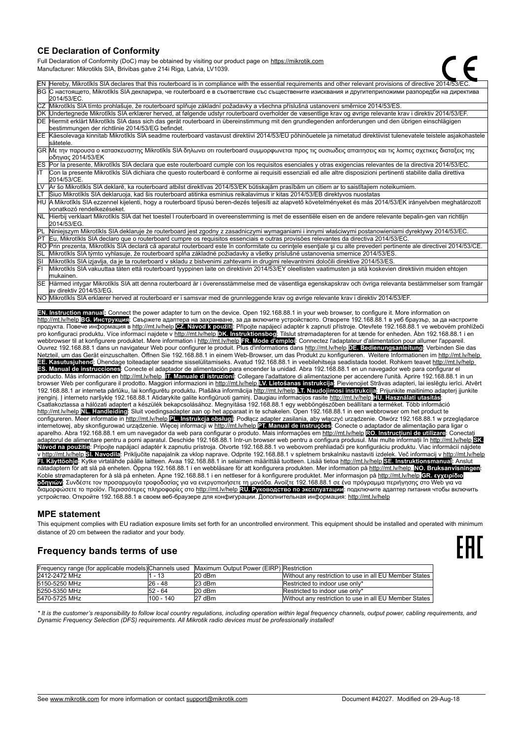## CE Declaration of Conformity

Full Declaration of Conformity (DoC) may be obtained by visiting our product page on https://mikrotik.com
Manufacturer: Mikrotikls SIA, Brivibas gatve 214i Riga, Latvia, LV1039.

| | |
|---|---|
| EN | Hereby, Mikrotīkls SIA declares that this routerboard is in compliance with the essential requirements and other relevant provisions of directive 2014/53/EC. |
| BG | С настоящето, Mikrotīkls SIA декларира, че routerboard е в съответствие със съществените изисквания и другитеприложими разпоредби на директива 2014/53/EC. |
| CZ | Mikrotīkls SIA tímto prohlašuje, že routerboard splňuje základní požadavky a všechna příslušná ustanoveni směrnice 2014/53/ES. |
| DK | Undertegnede Mikrotīkls SIA erklærer herved, at følgende udstyr routerboard overholder de væsentlige krav og øvrige relevante krav i direktiv 2014/53/EF. |
| DE | Hiermit erklärt Mikrotīkls SIA dass sich das gerät routerboard in übereinstimmung mit den grundlegenden anforderungen und den übrigen einschlägigen bestimmungen der richtlinie 2014/53/EG befindet. |
| EE | Käesolevaga kinnitab Mikrotīkls SIA seadme routerboard vastavust direktiivi 2014/53/EÜ põhinõuetele ja nimetatud direktiivist tulenevatele teistele asjakohastele sätetele. |
| GR | Με την παρουσα ο κατασκευαστης Mikrotīkls SIA δηλωνει οτι routerboard συμμορφωνεται προς τις ουσιωδεις απαιτησεις και τις λοιπες σχετικες διαταξεις της οδηγιας 2014/53/ΕΚ |
| ES | Por la presente, Mikrotīkls SIA declara que este routerboard cumple con los requisitos esenciales y otras exigencias relevantes de la directiva 2014/53/EC. |
| IT | Con la presente Mikrotīkls SIA dichiara che questo routerboard è conforme ai requisiti essenziali ed alle altre disposizioni pertinenti stabilite dalla direttiva 2014/53/CE. |
| LV | Ar šo Mikrotīkls SIA deklarē, ka routerboard atbilst direktīvas 2014/53/EK būtiskajām prasībām un citiem ar to saistītajiem noteikumiem. |
| LT | Šiuo Mikrotīkls SIA deklaruoja, kad šis routerboard atitinka esminius reikalavimus ir kitas 2014/53/EB direktyvos nuostatas |
| HU | A Mikrotīkls SIA ezzennel kijelenti, hogy a routerboard típusú beren-dezés teljesíti az alapvető követelményeket és más 2014/53/EK irányelvben meghatározott vonatkozó rendelkezéseket. |
| NL | Hierbij verklaart Mikrotīkls SIA dat het toestel l routerboard in overeenstemming is met de essentiële eisen en de andere relevante bepalin-gen van richtlijn 2014/53/EG. |
| PL | Niniejszym Mikrotīkls SIA deklaruje że routerboard jest zgodny z zasadniczymi wymaganiami i innymi właściwymi postanowieniami dyrektywy 2014/53/EC. |
| PT | Eu, Mikrotīkls SIA, declaro que o routerboard cumpre os requisitos essenciais e outras provisões relevantes da directiva 2014/53/EC. |
| RO | Prin prezenta, Mikrotīkls SIA declară că aparatul routerboard este în conformitate cu cerinţele esenţiale şi cu alte prevederi pertinente ale directivei 2014/53/CE. |
| SL | Mikrotīkls SIA týmto vyhlasuje, že routerboard spĺňa základné požiadavky a všetky príslušné ustanovenia smernice 2014/53/ES. |
| SI | Mikrotīkls SIA izjavlja, da je ta routerboard v skladu z bistvenimi zahtevami in drugimi relevantnimi določili direktive 2014/53/ES. |
| FI | Mikrotīkls SIA vakuuttaa täten että routerboard tyyppinen laite on direktiivin 2014/53/EY oleellisten vaatimusten ja sitä koskevien direktiivin muiden ehtojen mukainen. |
| SE | Härmed intygar Mikrotīkls SIA att denna routerboard är i överensstämmelse med de väsentliga egenskapskrav och övriga relevanta bestämmelser som framgår av direktiv 2014/53/EG. |
| NO | Mikrotīkls SIA erklærer herved at routerboard er i samsvar med de grunnleggende krav og øvrige relevante krav i direktiv 2014/53/EF. |

**EN. Instruction manual:** Connect the power adapter to turn on the device. Open 192.168.88.1 in your web browser, to configure it. More information on http://mt.lv/help **BG. Инструкция**: Свържете адаптера на захранване, за да включите устройството. Отворете 192.168.88.1 в уеб браузър, за да настроите продукта. Повече информация в http://mt.lv/help **CZ. Návod k použití**: Připojte napájecí adaptér k zapnutí přístroje. Otevřete 192.168.88.1 ve webovém prohlížeči pro konfiguraci produktu. Více informací najdete v http://mt.lv/help **DK. Instruktionsbog**: Tilslut strømadapteren for at tænde for enheden. Åbn 192.168.88.1 i en webbrowser til at konfigurere produktet. Mere information i http://mt.lv/help **FR. Mode d'emploi**: Connectez l'adaptateur d'alimentation pour allumer l'appareil. Ouvrez 192.168.88.1 dans un navigateur Web pour configurer le produit. Plus d'informations dans http://mt.lv/help **DE. Bedienungsanleitung**: Verbinden Sie das Netzteil, um das Gerät einzuschalten. Öffnen Sie 192.168.88.1 in einem Web-Browser, um das Produkt zu konfigurieren. Weitere Informationen im http://mt.lv/help **EE. Kasutusjuhend**: Ühendage toiteadapter seadme sisselülitamiseks. Avatud 192.168.88.1 in veebilehitseja seadistada toodet. Rohkem teavet http://mt.lv/help **ES. Manual de instrucciones**: Conecte el adaptador de alimentación para encender la unidad. Abra 192.168.88.1 en un navegador web para configurar el producto. Más información en http://mt.lv/help **IT. Manuale di istruzioni**: Collegare l'adattatore di alimentazione per accendere l'unità. Aprire 192.168.88.1 in un browser Web per configurare il prodotto. Maggiori informazioni in http://mt.lv/help **LV. Lietošanas instrukcija**: Pievienojiet Strāvas adapteri, lai ieslēgtu ierīci. Atvērt 192.168.88.1 ar interneta pārlūku, lai konfigurētu produktu. Plašāka informācija http://mt.lv/help **LT. Naudojimosi instrukcija**: Prijunkite maitinimo adapterį įjunkite įrenginį. Į interneto naršyklę 192.168.88.1 Atidarykite galite konfigūruoti gaminį. Daugiau informacijos rasite http://mt.lv/help **HU. Használati utasítás**: Csatlakoztassa a hálózati adaptert a készülék bekapcsolásához. Megnyitása 192.168.88.1 egy webböngészőben beállítani a terméket. Több információ http://mt.lv/help **NL. Handleiding**: Sluit voedingsadapter aan op het apparaat in te schakelen. Open 192.168.88.1 in een webbrowser om het product te configureren. Meer informatie in http://mt.lv/help **PL. Instrukcja obsługi**: Podłącz adapter zasilania, aby włączyć urządzenie. Otwórz 192.168.88.1 w przeglądarce internetowej, aby skonfigurować urządzenie. Więcej informacji w http://mt.lv/help **PT. Manual de instruções**: Conecte o adaptador de alimentação para ligar o aparelho. Abra 192.168.88.1 em um navegador da web para configurar o produto. Mais informações em http://mt.lv/help **RO. Instrucţiuni de utilizare**: Conectaţi adaptorul de alimentare pentru a porni aparatul. Deschide 192.168.88.1 într-un browser web pentru a configura produsul. Mai multe informaţii în http://mt.lv/help **SK. Návod na použitie**: Pripojte napájací adaptér k zapnutiu prístroja. Otvorte 192.168.88.1 vo webovom prehliadači pre konfiguráciu produktu. Viac informácií nájdete v http://mt.lv/help **SI. Navodila**: Priključite napajalnik za vklop naprave. Odprite 192.168.88.1 v spletnem brskalniku nastaviti izdelek. Več informacij v http://mt.lv/help **FI. Käyttöohje**: Kytke virtalähde päälle laitteen. Avaa 192.168.88.1 in selaimen määrittää tuotteen. Lisää tietoa http://mt.lv/help **SE. Instruktionsmanual**: Anslut nätadaptern för att slå på enheten. Öppna 192.168.88.1 i en webbläsare för att konfigurera produkten. Mer information på http://mt.lv/help **NO. Bruksanvisningen**: Koble strømadapteren for å slå på enheten. Åpne 192.168.88.1 i en nettleser for å konfigurere produktet. Mer informasjon på http://mt.lv/help **GR. εγχειρίδιο οδηγιών**: Συνδέστε τον προσαρμογέα τροφοδοσίας για να ενεργοποιήσετε τη μονάδα. Ανοίξτε 192.168.88.1 σε ένα πρόγραμμα περιήγησης στο Web για να διαμορφώσετε το προϊόν. Περισσότερες πληροφορίες στο http://mt.lv/help **RU. Руководство по эксплуатации**: подключите адаптер питания чтобы включить устройство. Откройте 192.168.88.1 в своем веб-браузере для конфигурации. Дополнительная информация: http://mt.lv/help

## MPE statement

This equipment complies with EU radiation exposure limits set forth for an uncontrolled environment. This equipment should be installed and operated with minimum distance of 20 cm between the radiator and your body.

## Frequency bands terms of use

| Frequency range (for applicable models) | Channels used | Maximum Output Power (EIRP) | Restriction |
|---|---|---|---|
| 2412-2472 MHz | 1 - 13 | 20 dBm | Without any restriction to use in all EU Member States |
| 5150-5250 MHz | 26 - 48 | 23 dBm | Restricted to indoor use only* |
| 5250-5350 MHz | 52 - 64 | 20 dBm | Restricted to indoor use only* |
| 5470-5725 MHz | 100 - 140 | 27 dBm | Without any restriction to use in all EU Member States |

*\* It is the customer's responsibility to follow local country regulations, including operation within legal frequency channels, output power, cabling requirements, and Dynamic Frequency Selection (DFS) requirements. All Mikrotik radio devices must be professionally installed!*

See www.mikrotik.com for more information or contact support@mikrotik.com Document #42027. Modified on 29-Aug-18